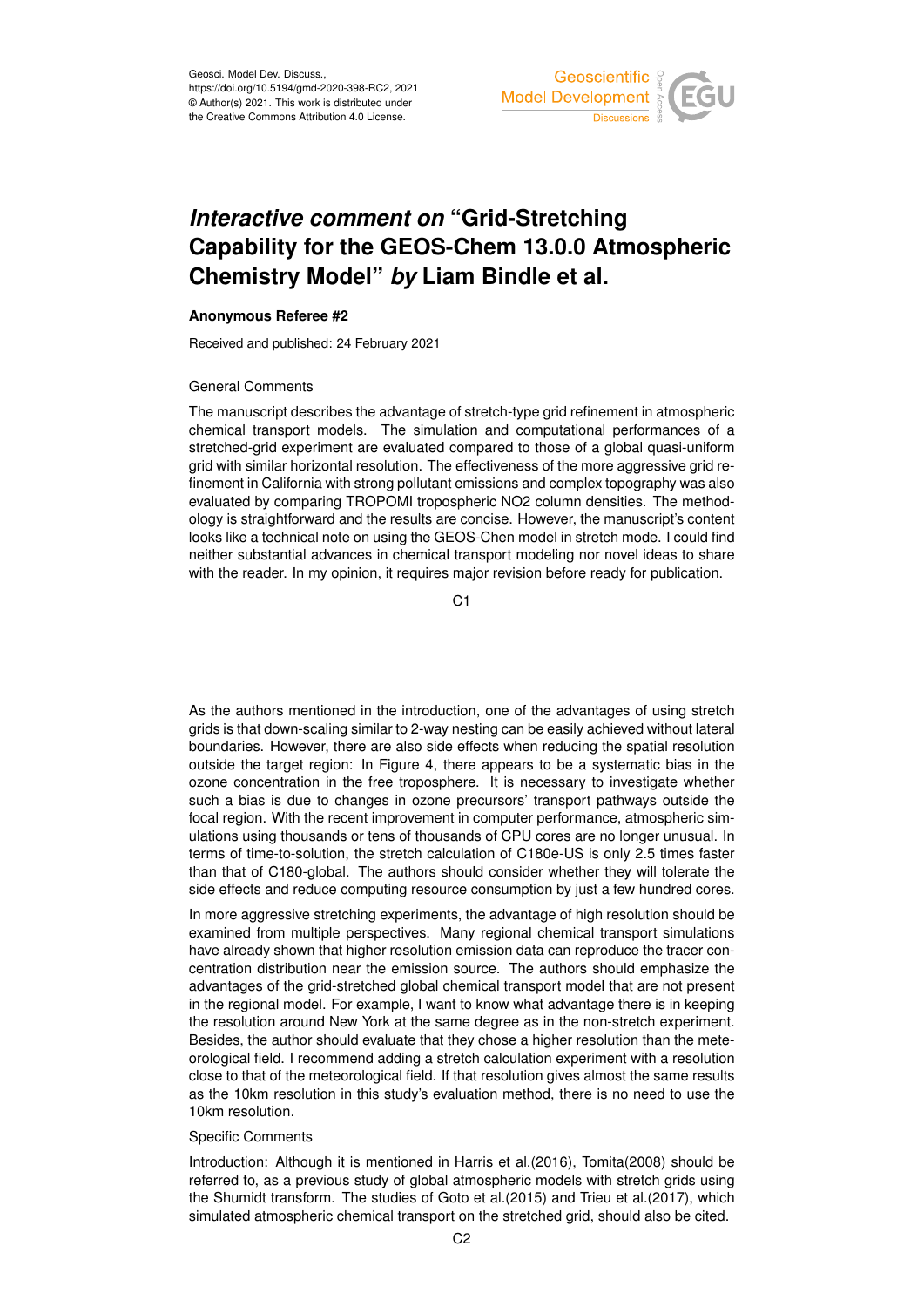Geosci. Model Dev. Discuss.,
https://doi.org/10.5194/gmd-2020-398-RC2, 2021
© Author(s) 2021. This work is distributed under
the Creative Commons Attribution 4.0 License.

# *Interactive comment on* "Grid-Stretching Capability for the GEOS-Chem 13.0.0 Atmospheric Chemistry Model" *by* Liam Bindle et al.

**Anonymous Referee #2**

Received and published: 24 February 2021

General Comments

The manuscript describes the advantage of stretch-type grid refinement in atmospheric chemical transport models. The simulation and computational performances of a stretched-grid experiment are evaluated compared to those of a global quasi-uniform grid with similar horizontal resolution. The effectiveness of the more aggressive grid refinement in California with strong pollutant emissions and complex topography was also evaluated by comparing TROPOMI tropospheric NO2 column densities. The methodology is straightforward and the results are concise. However, the manuscript's content looks like a technical note on using the GEOS-Chen model in stretch mode. I could find neither substantial advances in chemical transport modeling nor novel ideas to share with the reader. In my opinion, it requires major revision before ready for publication.

As the authors mentioned in the introduction, one of the advantages of using stretch grids is that down-scaling similar to 2-way nesting can be easily achieved without lateral boundaries. However, there are also side effects when reducing the spatial resolution outside the target region: In Figure 4, there appears to be a systematic bias in the ozone concentration in the free troposphere. It is necessary to investigate whether such a bias is due to changes in ozone precursors' transport pathways outside the focal region. With the recent improvement in computer performance, atmospheric simulations using thousands or tens of thousands of CPU cores are no longer unusual. In terms of time-to-solution, the stretch calculation of C180e-US is only 2.5 times faster than that of C180-global. The authors should consider whether they will tolerate the side effects and reduce computing resource consumption by just a few hundred cores.

In more aggressive stretching experiments, the advantage of high resolution should be examined from multiple perspectives. Many regional chemical transport simulations have already shown that higher resolution emission data can reproduce the tracer concentration distribution near the emission source. The authors should emphasize the advantages of the grid-stretched global chemical transport model that are not present in the regional model. For example, I want to know what advantage there is in keeping the resolution around New York at the same degree as in the non-stretch experiment. Besides, the author should evaluate that they chose a higher resolution than the meteorological field. I recommend adding a stretch calculation experiment with a resolution close to that of the meteorological field. If that resolution gives almost the same results as the 10km resolution in this study's evaluation method, there is no need to use the 10km resolution.

Specific Comments

Introduction: Although it is mentioned in Harris et al.(2016), Tomita(2008) should be referred to, as a previous study of global atmospheric models with stretch grids using the Shumidt transform. The studies of Goto et al.(2015) and Trieu et al.(2017), which simulated atmospheric chemical transport on the stretched grid, should also be cited.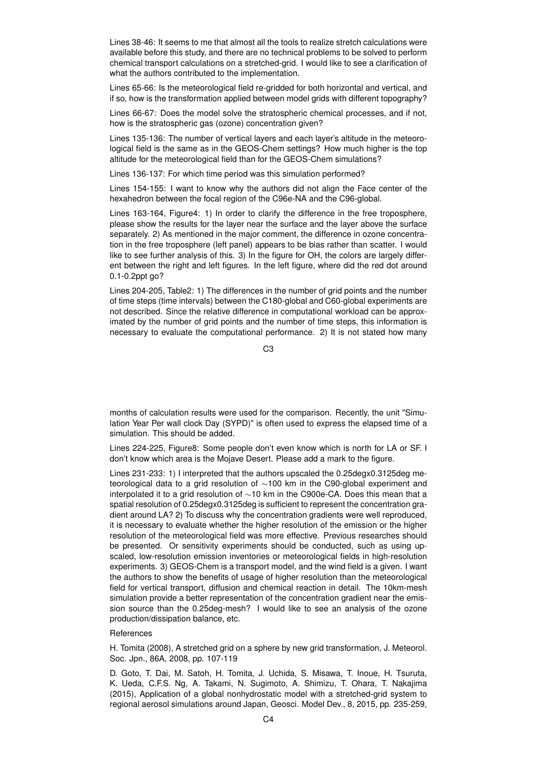Lines 38-46: It seems to me that almost all the tools to realize stretch calculations were available before this study, and there are no technical problems to be solved to perform chemical transport calculations on a stretched-grid. I would like to see a clarification of what the authors contributed to the implementation.

Lines 65-66: Is the meteorological field re-gridded for both horizontal and vertical, and if so, how is the transformation applied between model grids with different topography?

Lines 66-67: Does the model solve the stratospheric chemical processes, and if not, how is the stratospheric gas (ozone) concentration given?

Lines 135-136: The number of vertical layers and each layer's altitude in the meteorological field is the same as in the GEOS-Chem settings? How much higher is the top altitude for the meteorological field than for the GEOS-Chem simulations?

Lines 136-137: For which time period was this simulation performed?

Lines 154-155: I want to know why the authors did not align the Face center of the hexahedron between the focal region of the C96e-NA and the C96-global.

Lines 163-164, Figure4: 1) In order to clarify the difference in the free troposphere, please show the results for the layer near the surface and the layer above the surface separately. 2) As mentioned in the major comment, the difference in ozone concentration in the free troposphere (left panel) appears to be bias rather than scatter. I would like to see further analysis of this. 3) In the figure for OH, the colors are largely different between the right and left figures. In the left figure, where did the red dot around 0.1-0.2ppt go?

Lines 204-205, Table2: 1) The differences in the number of grid points and the number of time steps (time intervals) between the C180-global and C60-global experiments are not described. Since the relative difference in computational workload can be approximated by the number of grid points and the number of time steps, this information is necessary to evaluate the computational performance. 2) It is not stated how many months of calculation results were used for the comparison. Recently, the unit "Simulation Year Per wall clock Day (SYPD)" is often used to express the elapsed time of a simulation. This should be added.

Lines 224-225, Figure8: Some people don't even know which is north for LA or SF. I don't know which area is the Mojave Desert. Please add a mark to the figure.

Lines 231-233: 1) I interpreted that the authors upscaled the 0.25degx0.3125deg meteorological data to a grid resolution of $\sim$100 km in the C90-global experiment and interpolated it to a grid resolution of $\sim$10 km in the C900e-CA. Does this mean that a spatial resolution of 0.25degx0.3125deg is sufficient to represent the concentration gradient around LA? 2) To discuss why the concentration gradients were well reproduced, it is necessary to evaluate whether the higher resolution of the emission or the higher resolution of the meteorological field was more effective. Previous researches should be presented. Or sensitivity experiments should be conducted, such as using upscaled, low-resolution emission inventories or meteorological fields in high-resolution experiments. 3) GEOS-Chem is a transport model, and the wind field is a given. I want the authors to show the benefits of usage of higher resolution than the meteorological field for vertical transport, diffusion and chemical reaction in detail. The 10km-mesh simulation provide a better representation of the concentration gradient near the emission source than the 0.25deg-mesh? I would like to see an analysis of the ozone production/dissipation balance, etc.

References

H. Tomita (2008), A stretched grid on a sphere by new grid transformation, J. Meteorol. Soc. Jpn., 86A, 2008, pp. 107-119

D. Goto, T. Dai, M. Satoh, H. Tomita, J. Uchida, S. Misawa, T. Inoue, H. Tsuruta, K. Ueda, C.F.S. Ng, A. Takami, N. Sugimoto, A. Shimizu, T. Ohara, T. Nakajima (2015), Application of a global nonhydrostatic model with a stretched-grid system to regional aerosol simulations around Japan, Geosci. Model Dev., 8, 2015, pp. 235-259,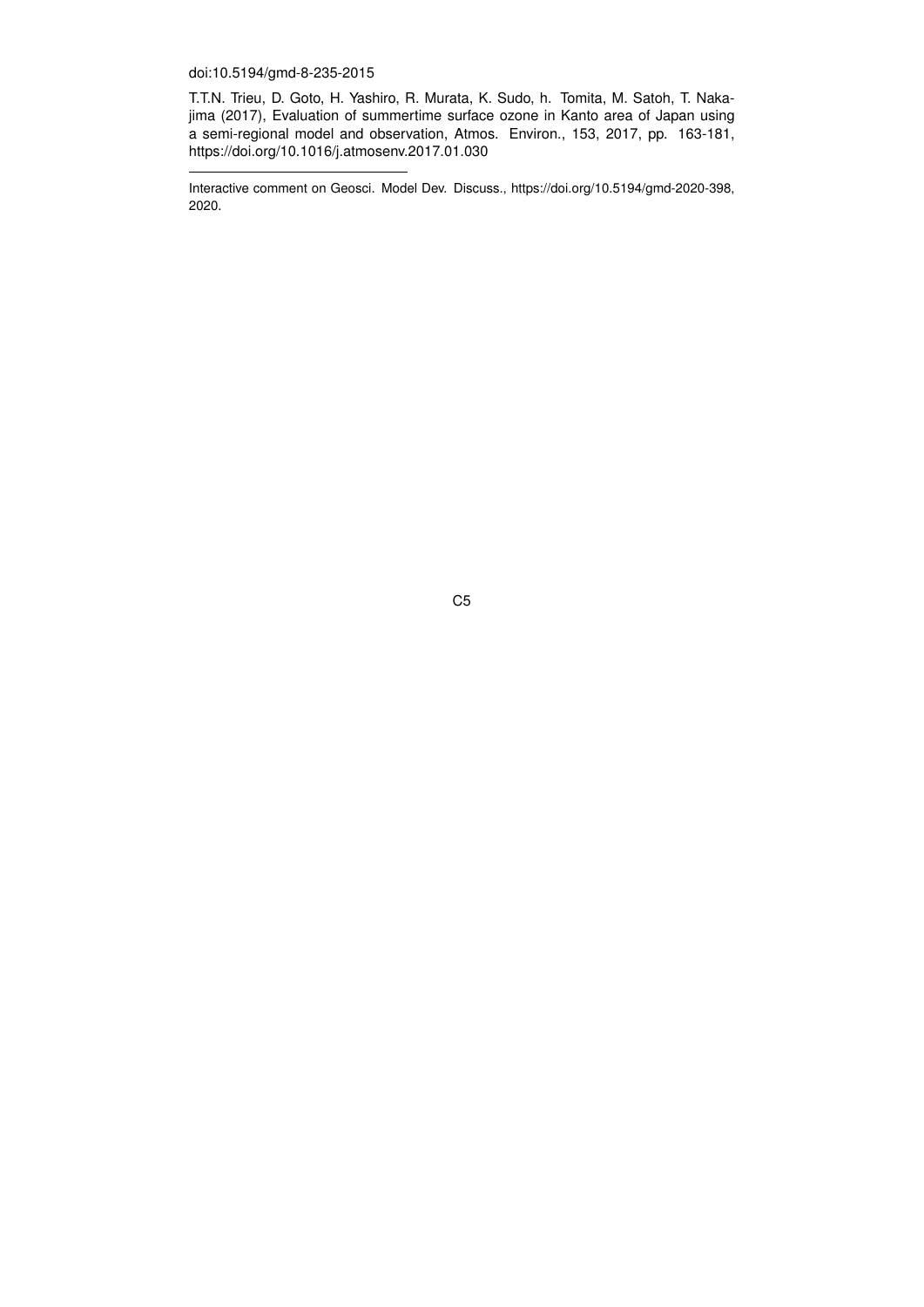doi:10.5194/gmd-8-235-2015

T.T.N. Trieu, D. Goto, H. Yashiro, R. Murata, K. Sudo, h. Tomita, M. Satoh, T. Nakajima (2017), Evaluation of summertime surface ozone in Kanto area of Japan using a semi-regional model and observation, Atmos. Environ., 153, 2017, pp. 163-181, https://doi.org/10.1016/j.atmosenv.2017.01.030

---

Interactive comment on Geosci. Model Dev. Discuss., https://doi.org/10.5194/gmd-2020-398, 2020.